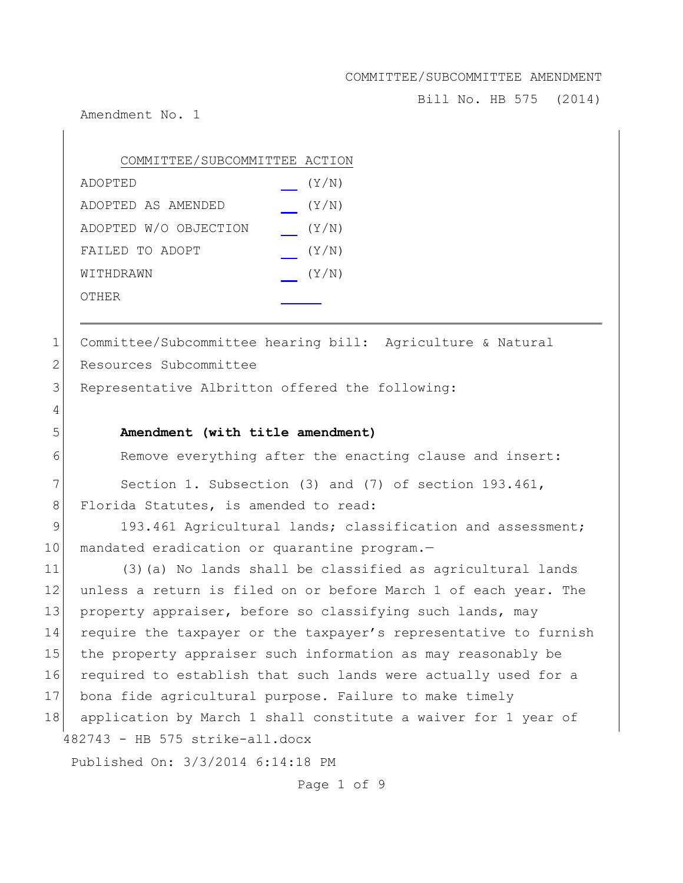COMMITTEE/SUBCOMMITTEE AMENDMENT

Bill No. HB 575 (2014)

Amendment No. 1

| COMMITTEE/SUBCOMMITTEE ACTION | |
|---|---|
| ADOPTED | __ (Y/N) |
| ADOPTED AS AMENDED | __ (Y/N) |
| ADOPTED W/O OBJECTION | __ (Y/N) |
| FAILED TO ADOPT | __ (Y/N) |
| WITHDRAWN | __ (Y/N) |
| OTHER | ______ |

---

1 Committee/Subcommittee hearing bill: Agriculture & Natural
2 Resources Subcommittee
3 Representative Albritton offered the following:
4
5 **Amendment (with title amendment)**
6 Remove everything after the enacting clause and insert:
7 Section 1. Subsection (3) and (7) of section 193.461,
8 Florida Statutes, is amended to read:
9 193.461 Agricultural lands; classification and assessment;
10 mandated eradication or quarantine program.—
11 (3)(a) No lands shall be classified as agricultural lands
12 unless a return is filed on or before March 1 of each year. The
13 property appraiser, before so classifying such lands, may
14 require the taxpayer or the taxpayer's representative to furnish
15 the property appraiser such information as may reasonably be
16 required to establish that such lands were actually used for a
17 bona fide agricultural purpose. Failure to make timely
18 application by March 1 shall constitute a waiver for 1 year of

482743 - HB 575 strike-all.docx

Published On: 3/3/2014 6:14:18 PM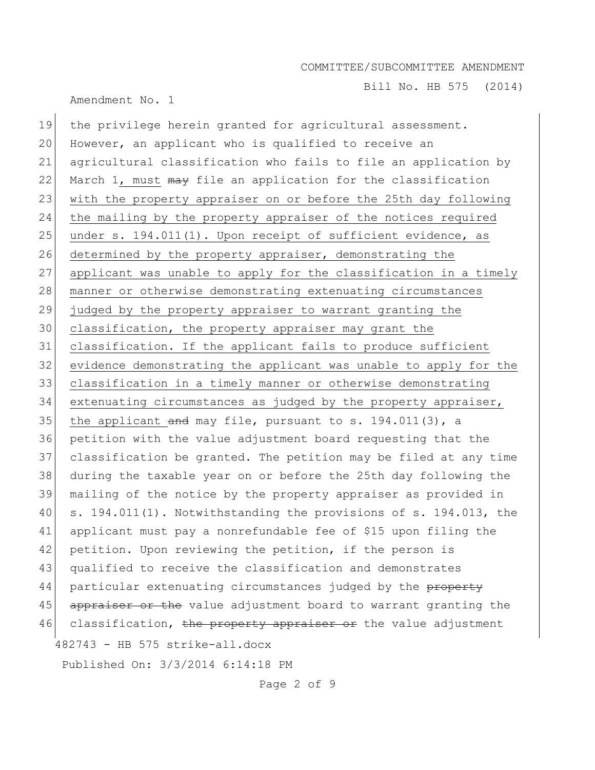the privilege herein granted for agricultural assessment. However, an applicant who is qualified to receive an agricultural classification who fails to file an application by March 1<u>, must</u> ~~may~~ file an application for the classification <u>with the property appraiser on or before the 25th day following the mailing by the property appraiser of the notices required under s. 194.011(1). Upon receipt of sufficient evidence, as determined by the property appraiser, demonstrating the applicant was unable to apply for the classification in a timely manner or otherwise demonstrating extenuating circumstances judged by the property appraiser to warrant granting the classification, the property appraiser may grant the classification. If the applicant fails to produce sufficient evidence demonstrating the applicant was unable to apply for the classification in a timely manner or otherwise demonstrating extenuating circumstances as judged by the property appraiser, the applicant</u> ~~and~~ may file, pursuant to s. 194.011(3), a petition with the value adjustment board requesting that the classification be granted. The petition may be filed at any time during the taxable year on or before the 25th day following the mailing of the notice by the property appraiser as provided in s. 194.011(1). Notwithstanding the provisions of s. 194.013, the applicant must pay a nonrefundable fee of $15 upon filing the petition. Upon reviewing the petition, if the person is qualified to receive the classification and demonstrates particular extenuating circumstances judged by the ~~property appraiser or the~~ value adjustment board to warrant granting the classification, ~~the property appraiser or~~ the value adjustment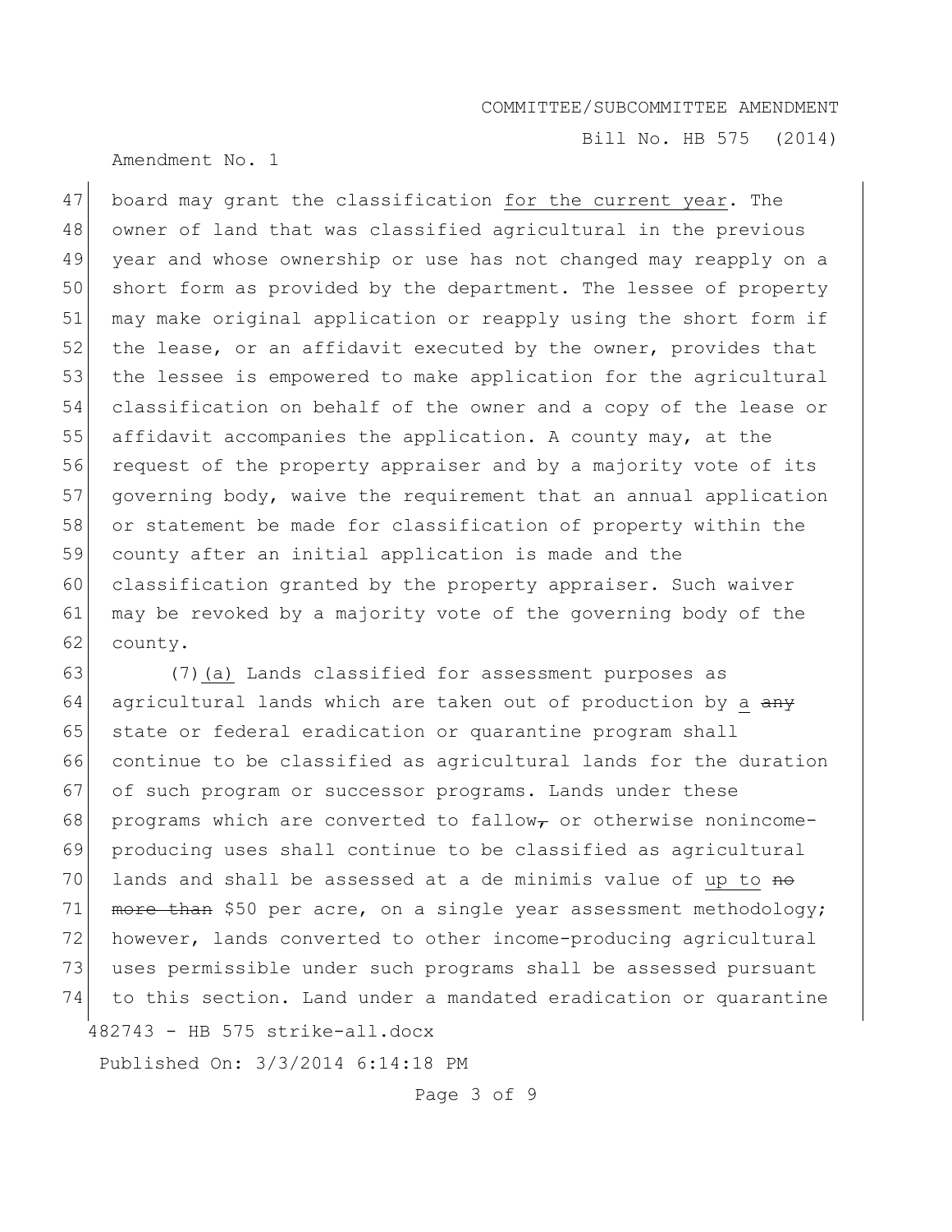board may grant the classification <u>for the current year</u>. The owner of land that was classified agricultural in the previous year and whose ownership or use has not changed may reapply on a short form as provided by the department. The lessee of property may make original application or reapply using the short form if the lease, or an affidavit executed by the owner, provides that the lessee is empowered to make application for the agricultural classification on behalf of the owner and a copy of the lease or affidavit accompanies the application. A county may, at the request of the property appraiser and by a majority vote of its governing body, waive the requirement that an annual application or statement be made for classification of property within the county after an initial application is made and the classification granted by the property appraiser. Such waiver may be revoked by a majority vote of the governing body of the county.

(7)<u>(a)</u> Lands classified for assessment purposes as agricultural lands which are taken out of production by <u>a</u> ~~any~~ state or federal eradication or quarantine program shall continue to be classified as agricultural lands for the duration of such program or successor programs. Lands under these programs which are converted to fallow~~,~~ or otherwise nonincome-producing uses shall continue to be classified as agricultural lands and shall be assessed at a de minimis value of <u>up to</u> ~~no more than~~ \$50 per acre, on a single year assessment methodology; however, lands converted to other income-producing agricultural uses permissible under such programs shall be assessed pursuant to this section. Land under a mandated eradication or quarantine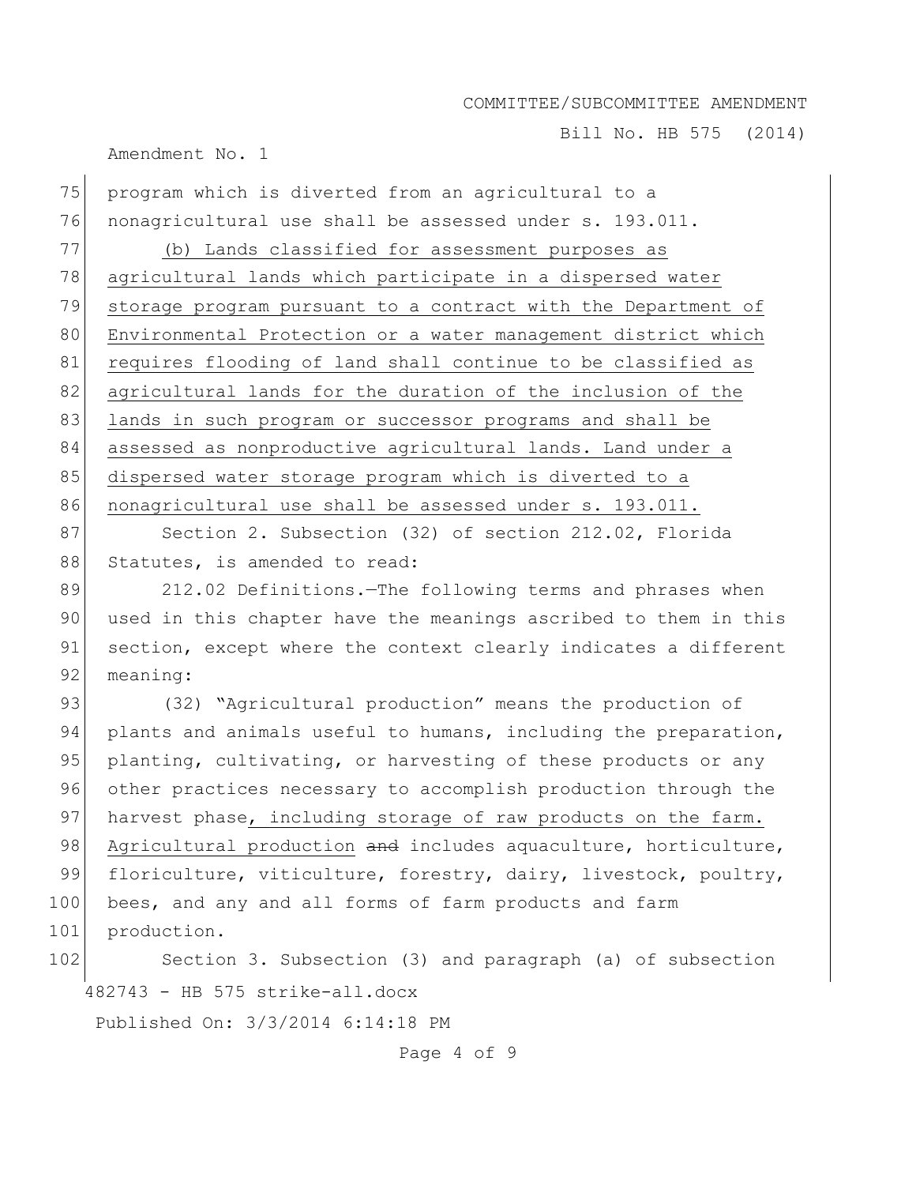program which is diverted from an agricultural to a nonagricultural use shall be assessed under s. 193.011.

(b) Lands classified for assessment purposes as agricultural lands which participate in a dispersed water storage program pursuant to a contract with the Department of Environmental Protection or a water management district which requires flooding of land shall continue to be classified as agricultural lands for the duration of the inclusion of the lands in such program or successor programs and shall be assessed as nonproductive agricultural lands. Land under a dispersed water storage program which is diverted to a nonagricultural use shall be assessed under s. 193.011.

Section 2. Subsection (32) of section 212.02, Florida Statutes, is amended to read:

212.02 Definitions.—The following terms and phrases when used in this chapter have the meanings ascribed to them in this section, except where the context clearly indicates a different meaning:

(32) "Agricultural production" means the production of plants and animals useful to humans, including the preparation, planting, cultivating, or harvesting of these products or any other practices necessary to accomplish production through the harvest phase, including storage of raw products on the farm. Agricultural production ~~and~~ includes aquaculture, horticulture, floriculture, viticulture, forestry, dairy, livestock, poultry, bees, and any and all forms of farm products and farm production.

Section 3. Subsection (3) and paragraph (a) of subsection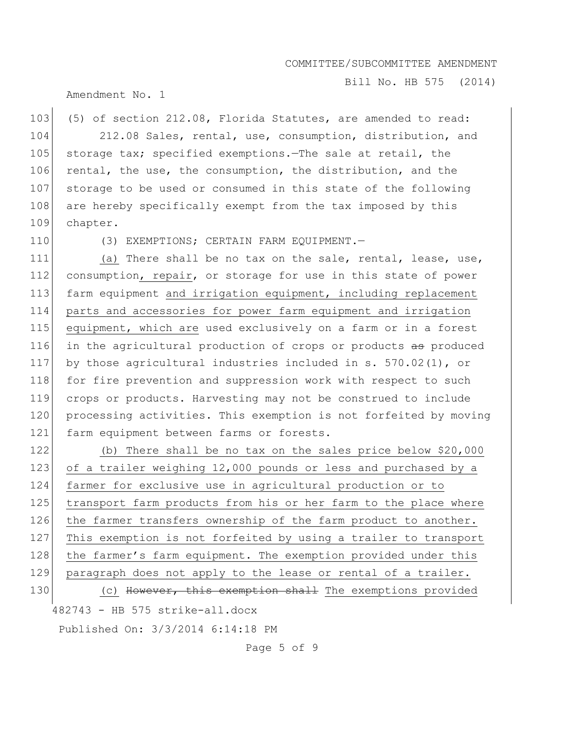(5) of section 212.08, Florida Statutes, are amended to read:

212.08 Sales, rental, use, consumption, distribution, and storage tax; specified exemptions.—The sale at retail, the rental, the use, the consumption, the distribution, and the storage to be used or consumed in this state of the following are hereby specifically exempt from the tax imposed by this chapter.

(3) EXEMPTIONS; CERTAIN FARM EQUIPMENT.—

(a) There shall be no tax on the sale, rental, lease, use, consumption, repair, or storage for use in this state of power farm equipment and irrigation equipment, including replacement parts and accessories for power farm equipment and irrigation equipment, which are used exclusively on a farm or in a forest in the agricultural production of crops or products ~~as~~ produced by those agricultural industries included in s. 570.02(1), or for fire prevention and suppression work with respect to such crops or products. Harvesting may not be construed to include processing activities. This exemption is not forfeited by moving farm equipment between farms or forests.

(b) There shall be no tax on the sales price below $20,000 of a trailer weighing 12,000 pounds or less and purchased by a farmer for exclusive use in agricultural production or to transport farm products from his or her farm to the place where the farmer transfers ownership of the farm product to another. This exemption is not forfeited by using a trailer to transport the farmer's farm equipment. The exemption provided under this paragraph does not apply to the lease or rental of a trailer.

(c) ~~However, this exemption shall~~ The exemptions provided

482743 - HB 575 strike-all.docx

Published On: 3/3/2014 6:14:18 PM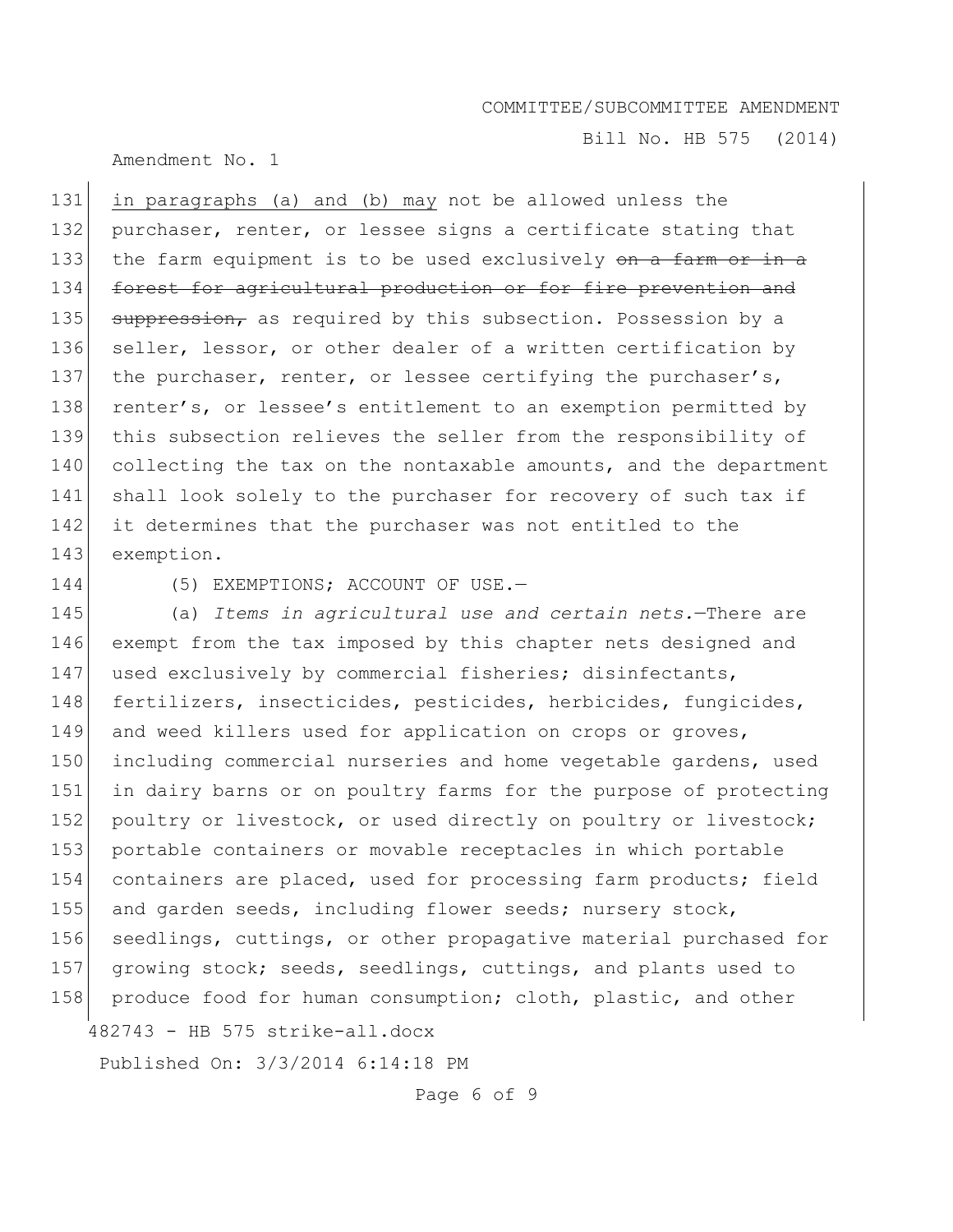in paragraphs (a) and (b) may not be allowed unless the purchaser, renter, or lessee signs a certificate stating that the farm equipment is to be used exclusively ~~on a farm or in a forest for agricultural production or for fire prevention and suppression,~~ as required by this subsection. Possession by a seller, lessor, or other dealer of a written certification by the purchaser, renter, or lessee certifying the purchaser's, renter's, or lessee's entitlement to an exemption permitted by this subsection relieves the seller from the responsibility of collecting the tax on the nontaxable amounts, and the department shall look solely to the purchaser for recovery of such tax if it determines that the purchaser was not entitled to the exemption.

(5) EXEMPTIONS; ACCOUNT OF USE.—

(a) *Items in agricultural use and certain nets.*—There are exempt from the tax imposed by this chapter nets designed and used exclusively by commercial fisheries; disinfectants, fertilizers, insecticides, pesticides, herbicides, fungicides, and weed killers used for application on crops or groves, including commercial nurseries and home vegetable gardens, used in dairy barns or on poultry farms for the purpose of protecting poultry or livestock, or used directly on poultry or livestock; portable containers or movable receptacles in which portable containers are placed, used for processing farm products; field and garden seeds, including flower seeds; nursery stock, seedlings, cuttings, or other propagative material purchased for growing stock; seeds, seedlings, cuttings, and plants used to produce food for human consumption; cloth, plastic, and other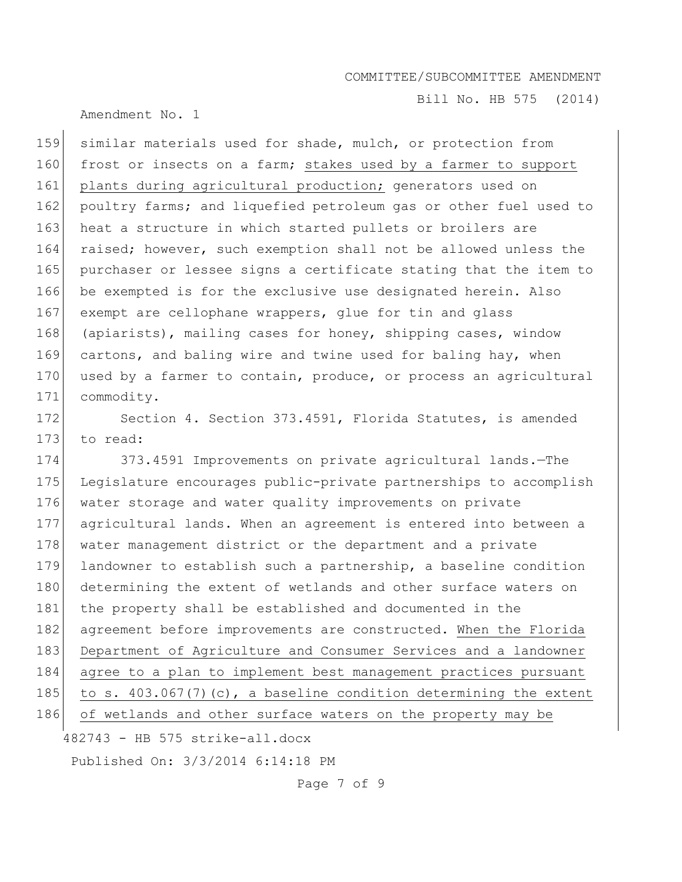similar materials used for shade, mulch, or protection from frost or insects on a farm; <u>stakes used by a farmer to support plants during agricultural production;</u> generators used on poultry farms; and liquefied petroleum gas or other fuel used to heat a structure in which started pullets or broilers are raised; however, such exemption shall not be allowed unless the purchaser or lessee signs a certificate stating that the item to be exempted is for the exclusive use designated herein. Also exempt are cellophane wrappers, glue for tin and glass (apiarists), mailing cases for honey, shipping cases, window cartons, and baling wire and twine used for baling hay, when used by a farmer to contain, produce, or process an agricultural commodity.

Section 4. Section 373.4591, Florida Statutes, is amended to read:

373.4591 Improvements on private agricultural lands.—The Legislature encourages public-private partnerships to accomplish water storage and water quality improvements on private agricultural lands. When an agreement is entered into between a water management district or the department and a private landowner to establish such a partnership, a baseline condition determining the extent of wetlands and other surface waters on the property shall be established and documented in the agreement before improvements are constructed. <u>When the Florida Department of Agriculture and Consumer Services and a landowner agree to a plan to implement best management practices pursuant to s. 403.067(7)(c), a baseline condition determining the extent of wetlands and other surface waters on the property may be</u>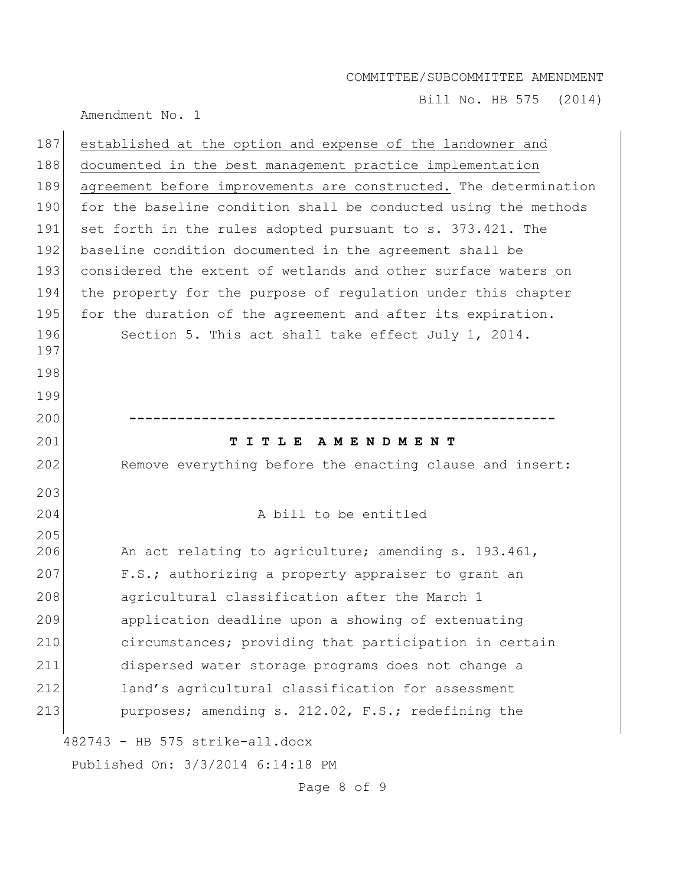established at the option and expense of the landowner and documented in the best management practice implementation agreement before improvements are constructed. The determination for the baseline condition shall be conducted using the methods set forth in the rules adopted pursuant to s. 373.421. The baseline condition documented in the agreement shall be considered the extent of wetlands and other surface waters on the property for the purpose of regulation under this chapter for the duration of the agreement and after its expiration.

Section 5. This act shall take effect July 1, 2014.

-----------------------------------------------------

**T I T L E A M E N D M E N T**

Remove everything before the enacting clause and insert:

A bill to be entitled

An act relating to agriculture; amending s. 193.461, F.S.; authorizing a property appraiser to grant an agricultural classification after the March 1 application deadline upon a showing of extenuating circumstances; providing that participation in certain dispersed water storage programs does not change a land's agricultural classification for assessment purposes; amending s. 212.02, F.S.; redefining the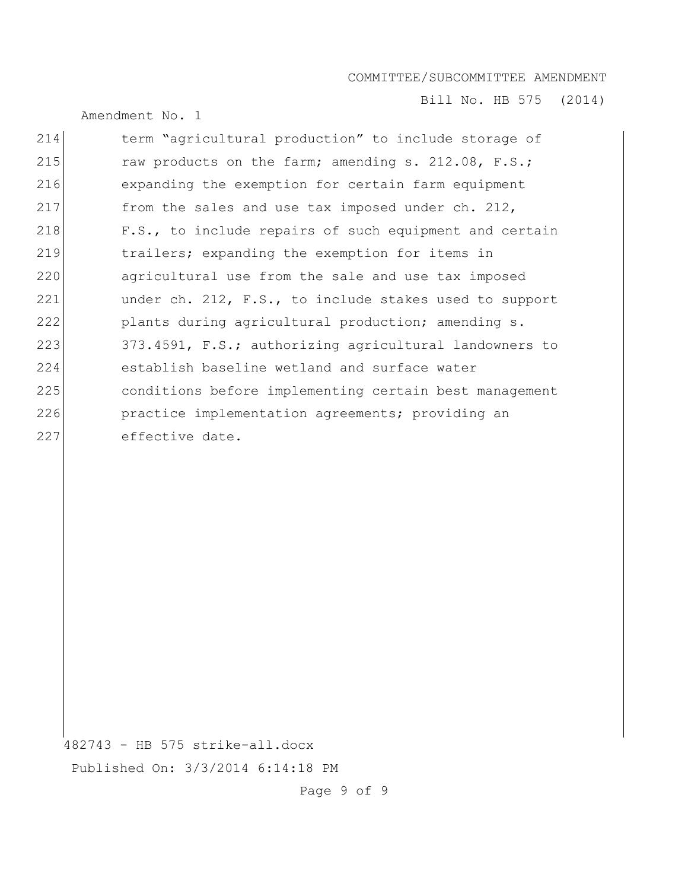term "agricultural production" to include storage of raw products on the farm; amending s. 212.08, F.S.; expanding the exemption for certain farm equipment from the sales and use tax imposed under ch. 212, F.S., to include repairs of such equipment and certain trailers; expanding the exemption for items in agricultural use from the sale and use tax imposed under ch. 212, F.S., to include stakes used to support plants during agricultural production; amending s. 373.4591, F.S.; authorizing agricultural landowners to establish baseline wetland and surface water conditions before implementing certain best management practice implementation agreements; providing an effective date.